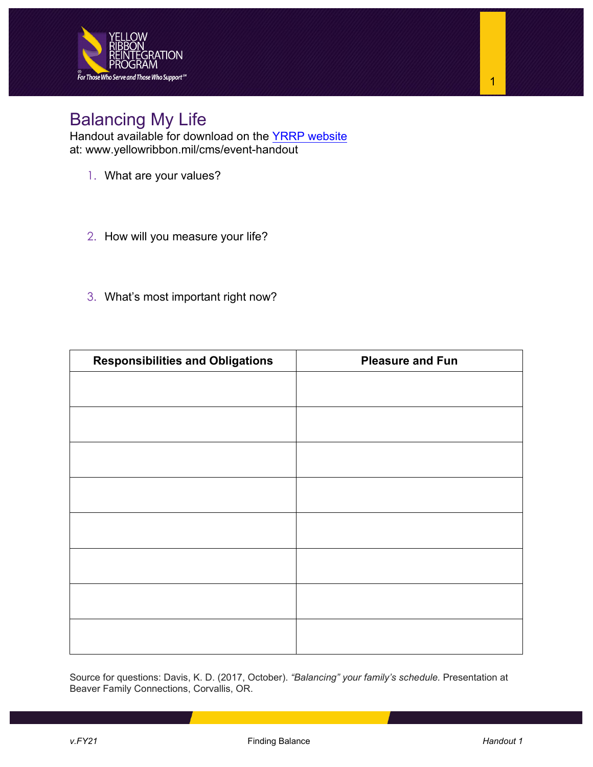# Balancing My Life

Handout available for download on the [YRRP website](www.yellowribbon.mil/cms/event-handout)
at: www.yellowribbon.mil/cms/event-handout

1. What are your values?

2. How will you measure your life?

3. What's most important right now?

| Responsibilities and Obligations | Pleasure and Fun |
|---|---|
| | |
| | |
| | |
| | |
| | |
| | |
| | |
| | |

Source for questions: Davis, K. D. (2017, October). *"Balancing" your family's schedule.* Presentation at Beaver Family Connections, Corvallis, OR.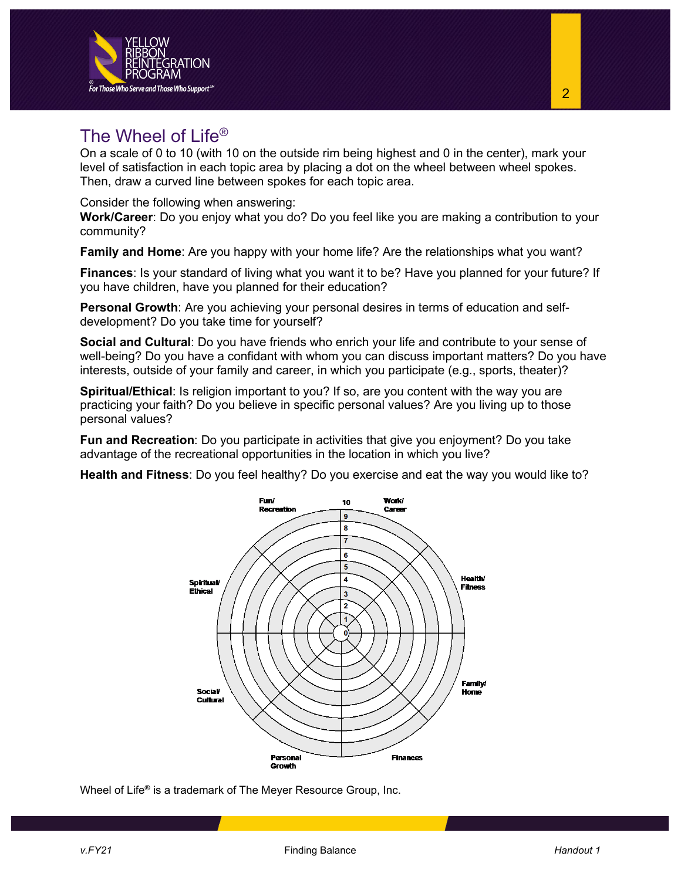## The Wheel of Life®

On a scale of 0 to 10 (with 10 on the outside rim being highest and 0 in the center), mark your level of satisfaction in each topic area by placing a dot on the wheel between wheel spokes. Then, draw a curved line between spokes for each topic area.

Consider the following when answering:

**Work/Career**: Do you enjoy what you do? Do you feel like you are making a contribution to your community?

**Family and Home**: Are you happy with your home life? Are the relationships what you want?

**Finances**: Is your standard of living what you want it to be? Have you planned for your future? If you have children, have you planned for their education?

**Personal Growth**: Are you achieving your personal desires in terms of education and self-development? Do you take time for yourself?

**Social and Cultural**: Do you have friends who enrich your life and contribute to your sense of well-being? Do you have a confidant with whom you can discuss important matters? Do you have interests, outside of your family and career, in which you participate (e.g., sports, theater)?

**Spiritual/Ethical**: Is religion important to you? If so, are you content with the way you are practicing your faith? Do you believe in specific personal values? Are you living up to those personal values?

**Fun and Recreation**: Do you participate in activities that give you enjoyment? Do you take advantage of the recreational opportunities in the location in which you live?

**Health and Fitness**: Do you feel healthy? Do you exercise and eat the way you would like to?

Fun/Recreation | 10 | Work/Career | 9 | 8 | 7 | 6 | 5 | 4 | 3 | 2 | 1 | 0 | Spiritual/Ethical | Health/Fitness | Social/Cultural | Family/Home | Personal Growth | Finances

Wheel of Life® is a trademark of The Meyer Resource Group, Inc.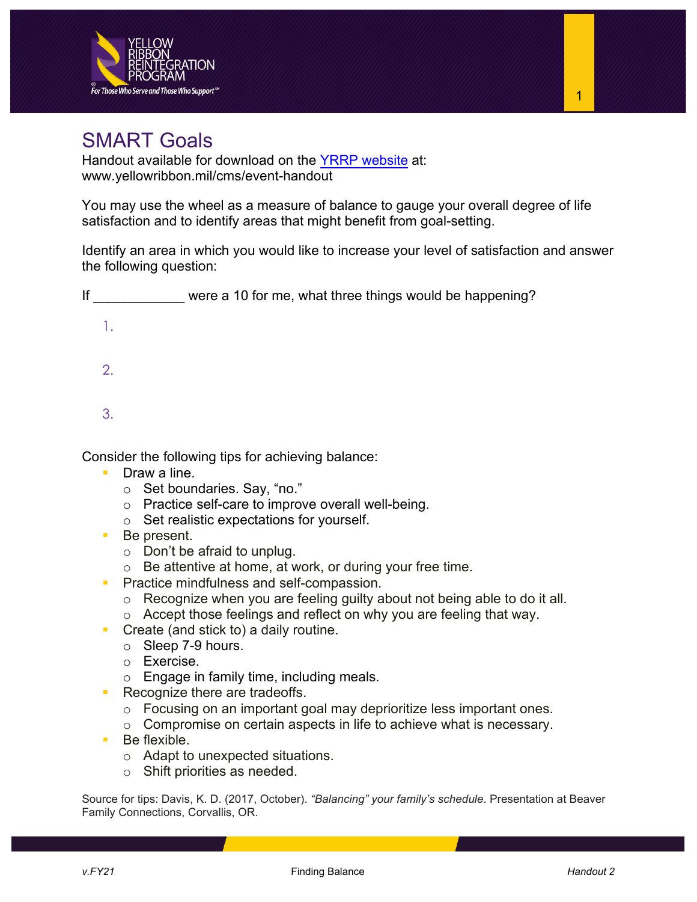# SMART Goals

Handout available for download on the [YRRP website](www.yellowribbon.mil/cms/event-handout) at: www.yellowribbon.mil/cms/event-handout

You may use the wheel as a measure of balance to gauge your overall degree of life satisfaction and to identify areas that might benefit from goal-setting.

Identify an area in which you would like to increase your level of satisfaction and answer the following question:

If ____________ were a 10 for me, what three things would be happening?

1.

2.

3.

Consider the following tips for achieving balance:

- Draw a line.
  - Set boundaries. Say, "no."
  - Practice self-care to improve overall well-being.
  - Set realistic expectations for yourself.
- Be present.
  - Don't be afraid to unplug.
  - Be attentive at home, at work, or during your free time.
- Practice mindfulness and self-compassion.
  - Recognize when you are feeling guilty about not being able to do it all.
  - Accept those feelings and reflect on why you are feeling that way.
- Create (and stick to) a daily routine.
  - Sleep 7-9 hours.
  - Exercise.
  - Engage in family time, including meals.
- Recognize there are tradeoffs.
  - Focusing on an important goal may deprioritize less important ones.
  - Compromise on certain aspects in life to achieve what is necessary.
- Be flexible.
  - Adapt to unexpected situations.
  - Shift priorities as needed.

Source for tips: Davis, K. D. (2017, October). *"Balancing" your family's schedule*. Presentation at Beaver Family Connections, Corvallis, OR.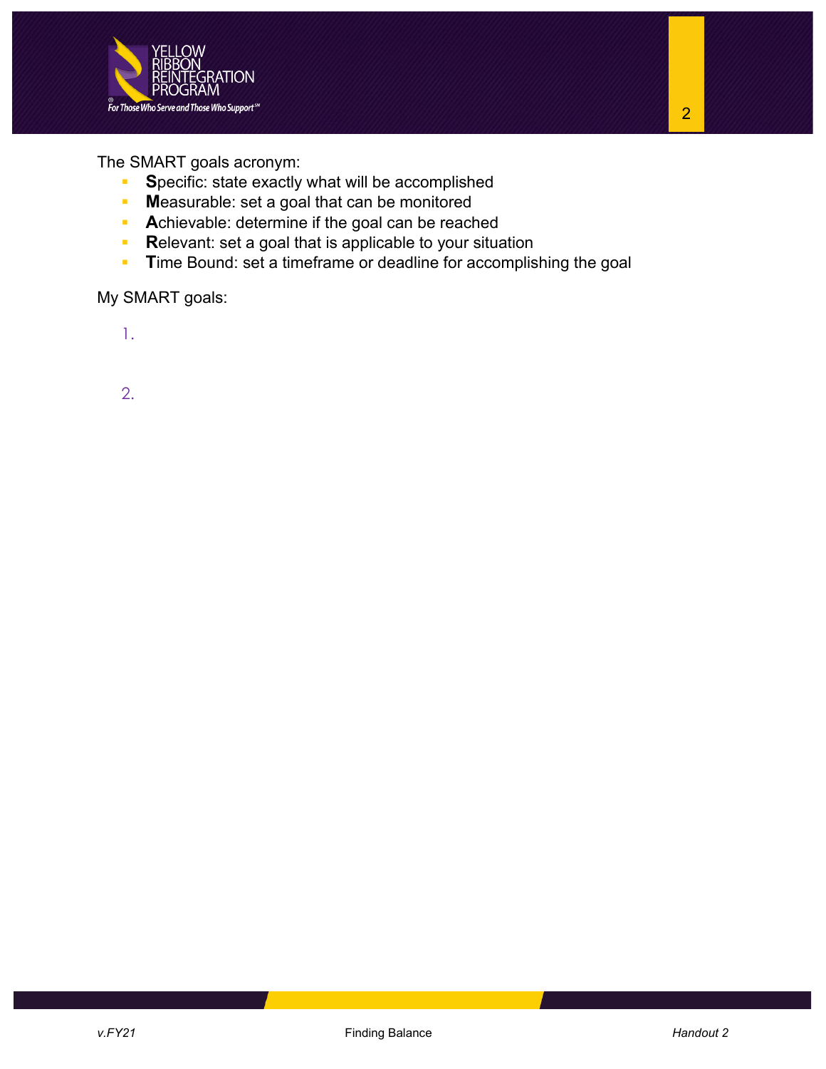The SMART goals acronym:

- **S**pecific: state exactly what will be accomplished
- **M**easurable: set a goal that can be monitored
- **A**chievable: determine if the goal can be reached
- **R**elevant: set a goal that is applicable to your situation
- **T**ime Bound: set a timeframe or deadline for accomplishing the goal

My SMART goals:

1.

2.